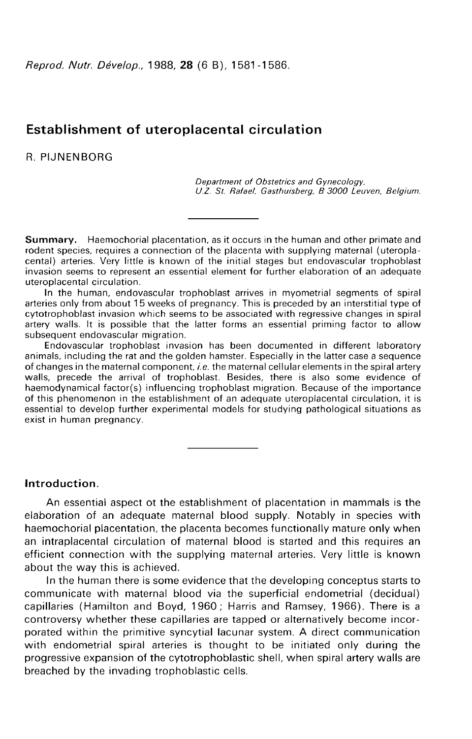# Establishment of uteroplacental circulation

R. PIJNENBORG

*Department of Obstetrics and Gynecology,*
*U.Z. St. Rafael, Gasthuisberg, B 3000 Leuven, Belgium.*

---

**Summary.** Haemochorial placentation, as it occurs in the human and other primate and rodent species, requires a connection of the placenta with supplying maternal (uteroplacental) arteries. Very little is known of the initial stages but endovascular trophoblast invasion seems to represent an essential element for further elaboration of an adequate uteroplacental circulation.

In the human, endovascular trophoblast arrives in myometrial segments of spiral arteries only from about 15 weeks of pregnancy. This is preceded by an interstitial type of cytotrophoblast invasion which seems to be associated with regressive changes in spiral artery walls. It is possible that the latter forms an essential priming factor to allow subsequent endovascular migration.

Endovascular trophoblast invasion has been documented in different laboratory animals, including the rat and the golden hamster. Especially in the latter case a sequence of changes in the maternal component, *i.e.* the maternal cellular elements in the spiral artery walls, precede the arrival of trophoblast. Besides, there is also some evidence of haemodynamical factor(s) influencing trophoblast migration. Because of the importance of this phenomenon in the establishment of an adequate uteroplacental circulation, it is essential to develop further experimental models for studying pathological situations as exist in human pregnancy.

---

## Introduction.

An essential aspect ot the establishment of placentation in mammals is the elaboration of an adequate maternal blood supply. Notably in species with haemochorial placentation, the placenta becomes functionally mature only when an intraplacental circulation of maternal blood is started and this requires an efficient connection with the supplying maternal arteries. Very little is known about the way this is achieved.

In the human there is some evidence that the developing conceptus starts to communicate with maternal blood via the superficial endometrial (decidual) capillaries (Hamilton and Boyd, 1960 ; Harris and Ramsey, 1966). There is a controversy whether these capillaries are tapped or alternatively become incorporated within the primitive syncytial lacunar system. A direct communication with endometrial spiral arteries is thought to be initiated only during the progressive expansion of the cytotrophoblastic shell, when spiral artery walls are breached by the invading trophoblastic cells.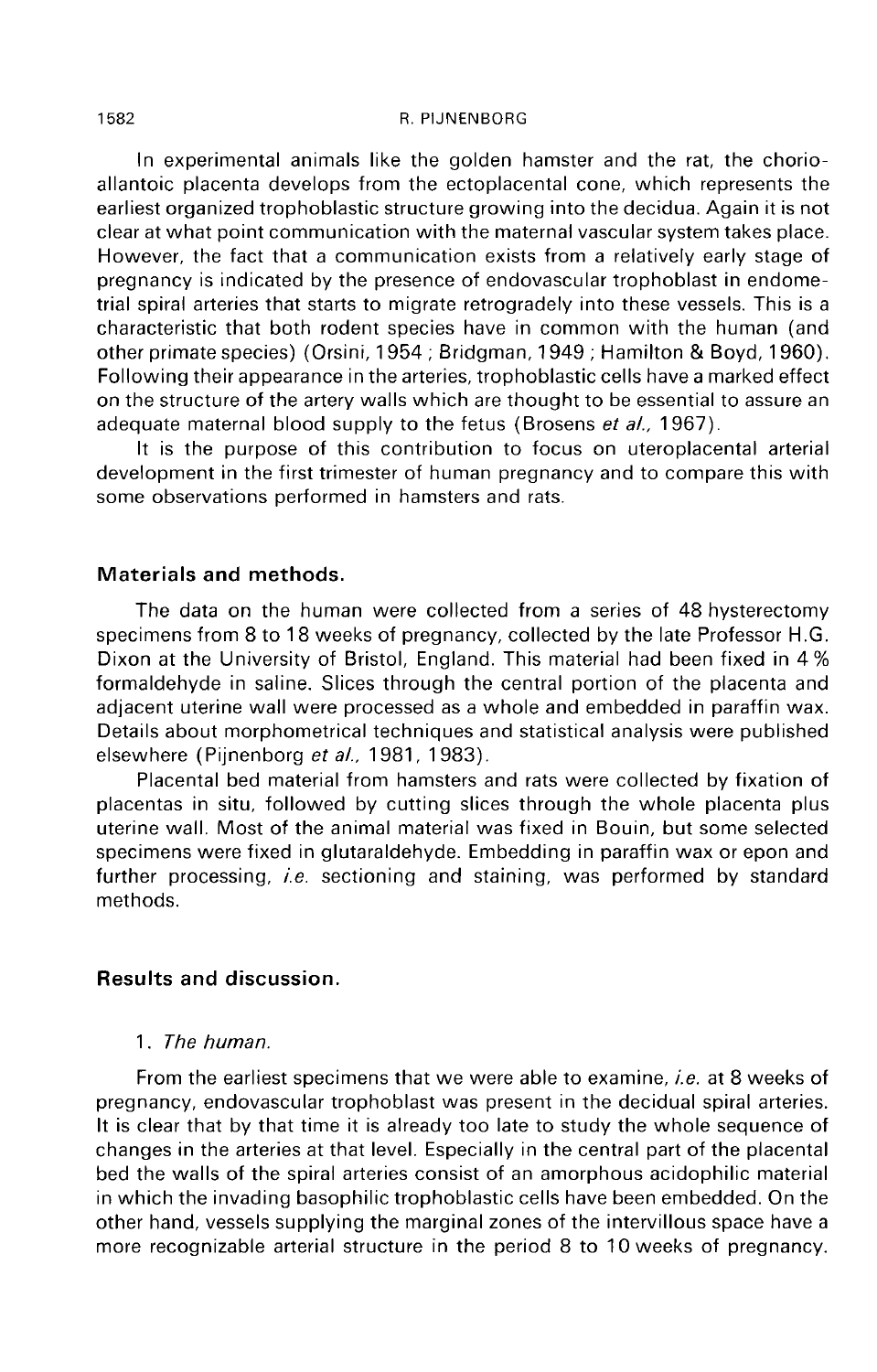In experimental animals like the golden hamster and the rat, the chorio-allantoic placenta develops from the ectoplacental cone, which represents the earliest organized trophoblastic structure growing into the decidua. Again it is not clear at what point communication with the maternal vascular system takes place. However, the fact that a communication exists from a relatively early stage of pregnancy is indicated by the presence of endovascular trophoblast in endometrial spiral arteries that starts to migrate retrogradely into these vessels. This is a characteristic that both rodent species have in common with the human (and other primate species) (Orsini, 1954 ; Bridgman, 1949 ; Hamilton & Boyd, 1960). Following their appearance in the arteries, trophoblastic cells have a marked effect on the structure of the artery walls which are thought to be essential to assure an adequate maternal blood supply to the fetus (Brosens *et al.*, 1967).

It is the purpose of this contribution to focus on uteroplacental arterial development in the first trimester of human pregnancy and to compare this with some observations performed in hamsters and rats.

## Materials and methods.

The data on the human were collected from a series of 48 hysterectomy specimens from 8 to 18 weeks of pregnancy, collected by the late Professor H.G. Dixon at the University of Bristol, England. This material had been fixed in 4 % formaldehyde in saline. Slices through the central portion of the placenta and adjacent uterine wall were processed as a whole and embedded in paraffin wax. Details about morphometrical techniques and statistical analysis were published elsewhere (Pijnenborg *et al.*, 1981, 1983).

Placental bed material from hamsters and rats were collected by fixation of placentas in situ, followed by cutting slices through the whole placenta plus uterine wall. Most of the animal material was fixed in Bouin, but some selected specimens were fixed in glutaraldehyde. Embedding in paraffin wax or epon and further processing, *i.e.* sectioning and staining, was performed by standard methods.

## Results and discussion.

### 1. *The human.*

From the earliest specimens that we were able to examine, *i.e.* at 8 weeks of pregnancy, endovascular trophoblast was present in the decidual spiral arteries. It is clear that by that time it is already too late to study the whole sequence of changes in the arteries at that level. Especially in the central part of the placental bed the walls of the spiral arteries consist of an amorphous acidophilic material in which the invading basophilic trophoblastic cells have been embedded. On the other hand, vessels supplying the marginal zones of the intervillous space have a more recognizable arterial structure in the period 8 to 10 weeks of pregnancy.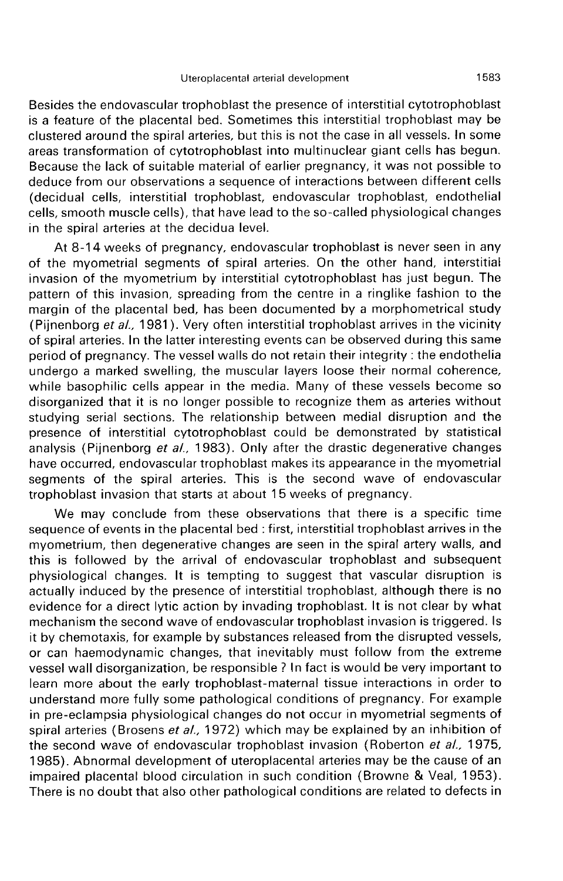Besides the endovascular trophoblast the presence of interstitial cytotrophoblast is a feature of the placental bed. Sometimes this interstitial trophoblast may be clustered around the spiral arteries, but this is not the case in all vessels. In some areas transformation of cytotrophoblast into multinuclear giant cells has begun. Because the lack of suitable material of earlier pregnancy, it was not possible to deduce from our observations a sequence of interactions between different cells (decidual cells, interstitial trophoblast, endovascular trophoblast, endothelial cells, smooth muscle cells), that have lead to the so-called physiological changes in the spiral arteries at the decidua level.

At 8-14 weeks of pregnancy, endovascular trophoblast is never seen in any of the myometrial segments of spiral arteries. On the other hand, interstitial invasion of the myometrium by interstitial cytotrophoblast has just begun. The pattern of this invasion, spreading from the centre in a ringlike fashion to the margin of the placental bed, has been documented by a morphometrical study (Pijnenborg *et al.,* 1981). Very often interstitial trophoblast arrives in the vicinity of spiral arteries. In the latter interesting events can be observed during this same period of pregnancy. The vessel walls do not retain their integrity : the endothelia undergo a marked swelling, the muscular layers loose their normal coherence, while basophilic cells appear in the media. Many of these vessels become so disorganized that it is no longer possible to recognize them as arteries without studying serial sections. The relationship between medial disruption and the presence of interstitial cytotrophoblast could be demonstrated by statistical analysis (Pijnenborg *et al.,* 1983). Only after the drastic degenerative changes have occurred, endovascular trophoblast makes its appearance in the myometrial segments of the spiral arteries. This is the second wave of endovascular trophoblast invasion that starts at about 15 weeks of pregnancy.

We may conclude from these observations that there is a specific time sequence of events in the placental bed : first, interstitial trophoblast arrives in the myometrium, then degenerative changes are seen in the spiral artery walls, and this is followed by the arrival of endovascular trophoblast and subsequent physiological changes. It is tempting to suggest that vascular disruption is actually induced by the presence of interstitial trophoblast, although there is no evidence for a direct lytic action by invading trophoblast. It is not clear by what mechanism the second wave of endovascular trophoblast invasion is triggered. Is it by chemotaxis, for example by substances released from the disrupted vessels, or can haemodynamic changes, that inevitably must follow from the extreme vessel wall disorganization, be responsible ? In fact is would be very important to learn more about the early trophoblast-maternal tissue interactions in order to understand more fully some pathological conditions of pregnancy. For example in pre-eclampsia physiological changes do not occur in myometrial segments of spiral arteries (Brosens *et al.,* 1972) which may be explained by an inhibition of the second wave of endovascular trophoblast invasion (Roberton *et al.,* 1975, 1985). Abnormal development of uteroplacental arteries may be the cause of an impaired placental blood circulation in such condition (Browne & Veal, 1953). There is no doubt that also other pathological conditions are related to defects in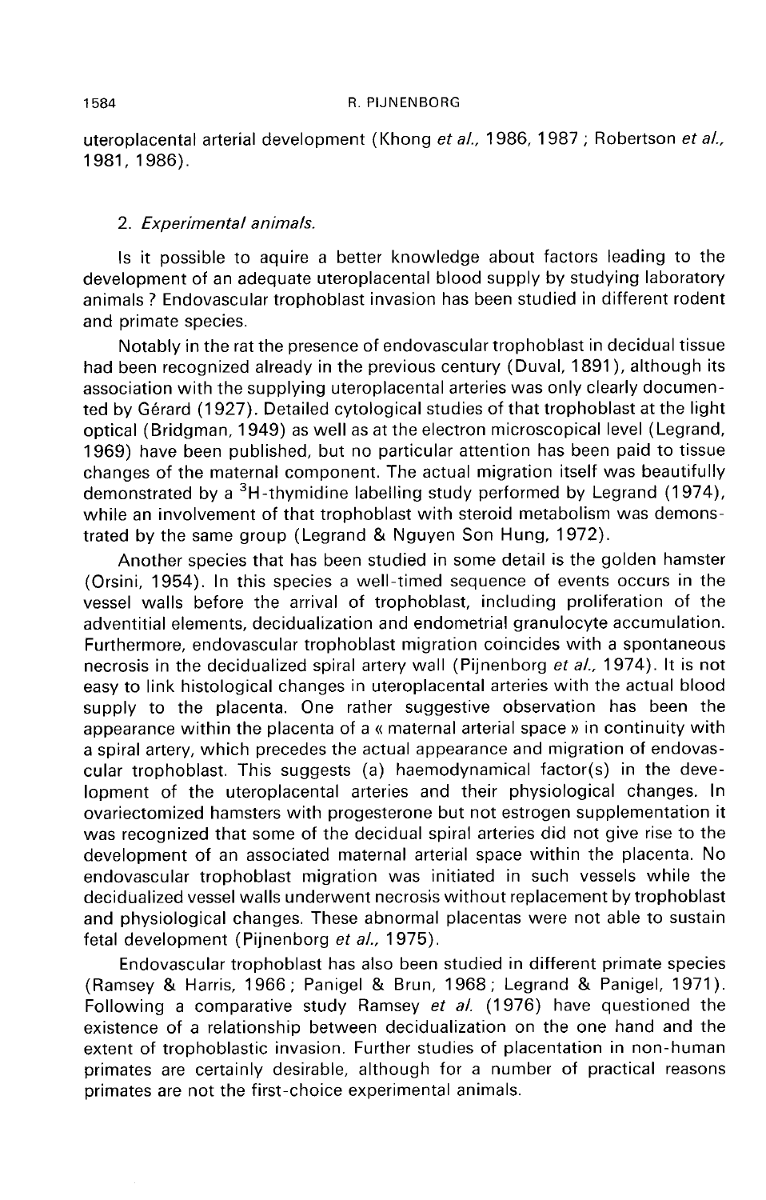uteroplacental arterial development (Khong *et al.,* 1986, 1987 ; Robertson *et al.,* 1981, 1986).

## 2. *Experimental animals.*

Is it possible to aquire a better knowledge about factors leading to the development of an adequate uteroplacental blood supply by studying laboratory animals ? Endovascular trophoblast invasion has been studied in different rodent and primate species.

Notably in the rat the presence of endovascular trophoblast in decidual tissue had been recognized already in the previous century (Duval, 1891), although its association with the supplying uteroplacental arteries was only clearly documented by Gérard (1927). Detailed cytological studies of that trophoblast at the light optical (Bridgman, 1949) as well as at the electron microscopical level (Legrand, 1969) have been published, but no particular attention has been paid to tissue changes of the maternal component. The actual migration itself was beautifully demonstrated by a $^{3}$H-thymidine labelling study performed by Legrand (1974), while an involvement of that trophoblast with steroid metabolism was demonstrated by the same group (Legrand & Nguyen Son Hung, 1972).

Another species that has been studied in some detail is the golden hamster (Orsini, 1954). In this species a well-timed sequence of events occurs in the vessel walls before the arrival of trophoblast, including proliferation of the adventitial elements, decidualization and endometrial granulocyte accumulation. Furthermore, endovascular trophoblast migration coincides with a spontaneous necrosis in the decidualized spiral artery wall (Pijnenborg *et al.,* 1974). It is not easy to link histological changes in uteroplacental arteries with the actual blood supply to the placenta. One rather suggestive observation has been the appearance within the placenta of a « maternal arterial space » in continuity with a spiral artery, which precedes the actual appearance and migration of endovascular trophoblast. This suggests (a) haemodynamical factor(s) in the development of the uteroplacental arteries and their physiological changes. In ovariectomized hamsters with progesterone but not estrogen supplementation it was recognized that some of the decidual spiral arteries did not give rise to the development of an associated maternal arterial space within the placenta. No endovascular trophoblast migration was initiated in such vessels while the decidualized vessel walls underwent necrosis without replacement by trophoblast and physiological changes. These abnormal placentas were not able to sustain fetal development (Pijnenborg *et al.,* 1975).

Endovascular trophoblast has also been studied in different primate species (Ramsey & Harris, 1966 ; Panigel & Brun, 1968 ; Legrand & Panigel, 1971). Following a comparative study Ramsey *et al.* (1976) have questioned the existence of a relationship between decidualization on the one hand and the extent of trophoblastic invasion. Further studies of placentation in non-human primates are certainly desirable, although for a number of practical reasons primates are not the first-choice experimental animals.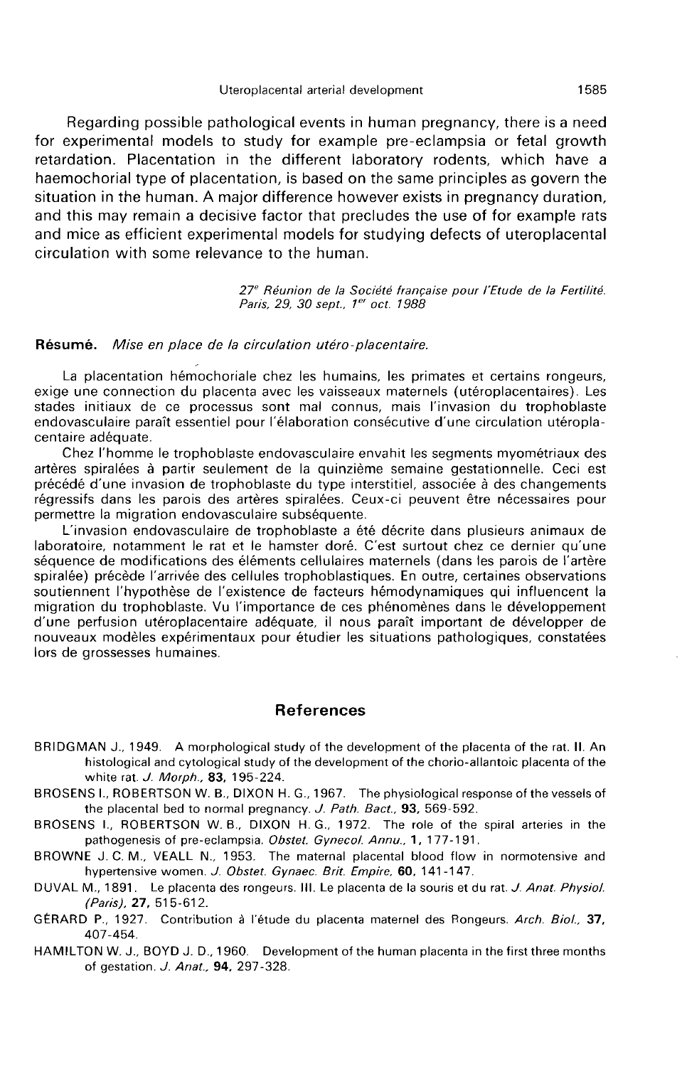Regarding possible pathological events in human pregnancy, there is a need for experimental models to study for example pre-eclampsia or fetal growth retardation. Placentation in the different laboratory rodents, which have a haemochorial type of placentation, is based on the same principles as govern the situation in the human. A major difference however exists in pregnancy duration, and this may remain a decisive factor that precludes the use of for example rats and mice as efficient experimental models for studying defects of uteroplacental circulation with some relevance to the human.

*27e Réunion de la Société française pour l'Etude de la Fertilité. Paris, 29, 30 sept., 1er oct. 1988*

**Résumé.** *Mise en place de la circulation utéro-placentaire.*

La placentation hémochoriale chez les humains, les primates et certains rongeurs, exige une connection du placenta avec les vaisseaux maternels (utéroplacentaires). Les stades initiaux de ce processus sont mal connus, mais l'invasion du trophoblaste endovasculaire paraît essentiel pour l'élaboration consécutive d'une circulation utéroplacentaire adéquate.

Chez l'homme le trophoblaste endovasculaire envahit les segments myométriaux des artères spiralées à partir seulement de la quinzième semaine gestationnelle. Ceci est précédé d'une invasion de trophoblaste du type interstitiel, associée à des changements régressifs dans les parois des artères spiralées. Ceux-ci peuvent être nécessaires pour permettre la migration endovasculaire subséquente.

L'invasion endovasculaire de trophoblaste a été décrite dans plusieurs animaux de laboratoire, notamment le rat et le hamster doré. C'est surtout chez ce dernier qu'une séquence de modifications des éléments cellulaires maternels (dans les parois de l'artère spiralée) précède l'arrivée des cellules trophoblastiques. En outre, certaines observations soutiennent l'hypothèse de l'existence de facteurs hémodynamiques qui influencent la migration du trophoblaste. Vu l'importance de ces phénomènes dans le développement d'une perfusion utéroplacentaire adéquate, il nous paraît important de développer de nouveaux modèles expérimentaux pour étudier les situations pathologiques, constatées lors de grossesses humaines.

## References

BRIDGMAN J., 1949. A morphological study of the development of the placenta of the rat. II. An histological and cytological study of the development of the chorio-allantoic placenta of the white rat. *J. Morph.*, **83**, 195-224.

BROSENS I., ROBERTSON W. B., DIXON H. G., 1967. The physiological response of the vessels of the placental bed to normal pregnancy. *J. Path. Bact.*, **93**, 569-592.

BROSENS I., ROBERTSON W. B., DIXON H. G., 1972. The role of the spiral arteries in the pathogenesis of pre-eclampsia. *Obstet. Gynecol. Annu.*, **1**, 177-191.

BROWNE J. C. M., VEALL N., 1953. The maternal placental blood flow in normotensive and hypertensive women. *J. Obstet. Gynaec. Brit. Empire*, **60**, 141-147.

DUVAL M., 1891. Le placenta des rongeurs. III. Le placenta de la souris et du rat. *J. Anat. Physiol. (Paris)*, **27**, 515-612.

GÉRARD P., 1927. Contribution à l'étude du placenta maternel des Rongeurs. *Arch. Biol.*, **37**, 407-454.

HAMILTON W. J., BOYD J. D., 1960. Development of the human placenta in the first three months of gestation. *J. Anat.*, **94**, 297-328.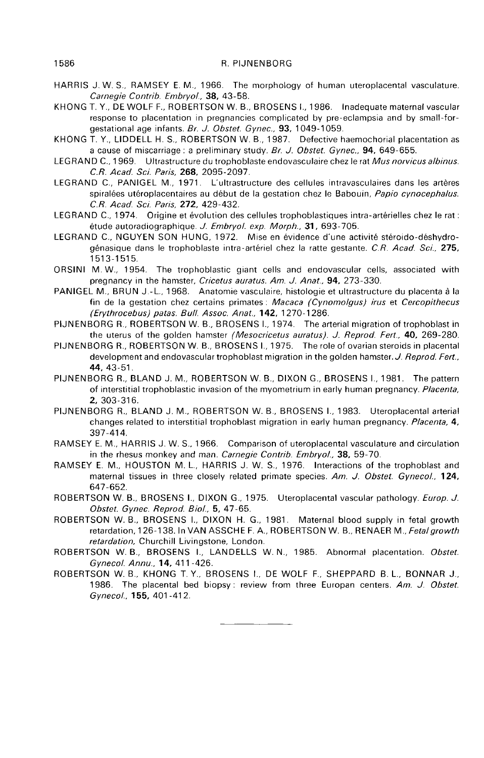HARRIS J. W. S., RAMSEY E. M., 1966. The morphology of human uteroplacental vasculature. *Carnegie Contrib. Embryol.*, **38**, 43-58.

KHONG T. Y., DE WOLF F., ROBERTSON W. B., BROSENS I., 1986. Inadequate maternal vascular response to placentation in pregnancies complicated by pre-eclampsia and by small-for-gestational age infants. *Br. J. Obstet. Gynec.*, **93**, 1049-1059.

KHONG T. Y., LIDDELL H. S., ROBERTSON W. B., 1987. Defective haemochorial placentation as a cause of miscarriage : a preliminary study. *Br. J. Obstet. Gynec.*, **94**, 649-655.

LEGRAND C., 1969. Ultrastructure du trophoblaste endovasculaire chez le rat *Mus norvicus albinus*. *C.R. Acad. Sci. Paris*, **268**, 2095-2097.

LEGRAND C., PANIGEL M., 1971. L'ultrastructure des cellules intravasculaires dans les artères spiralées utéroplacentaires au début de la gestation chez le Babouin, *Papio cynocephalus*. *C.R. Acad. Sci. Paris*, **272**, 429-432.

LEGRAND C., 1974. Origine et évolution des cellules trophoblastiques intra-artérielles chez le rat : étude autoradiographique. *J. Embryol. exp. Morph.*, **31**, 693-705.

LEGRAND C., NGUYEN SON HUNG, 1972. Mise en évidence d'une activité stéroido-déshydrogénasique dans le trophoblaste intra-artériel chez la ratte gestante. *C.R. Acad. Sci.*, **275**, 1513-1515.

ORSINI M. W., 1954. The trophoblastic giant cells and endovascular cells, associated with pregnancy in the hamster, *Cricetus auratus*. *Am. J. Anat.*, **94**, 273-330.

PANIGEL M., BRUN J.-L., 1968. Anatomie vasculaire, histologie et ultrastructure du placenta à la fin de la gestation chez certains primates : *Macaca (Cynomolgus) irus* et *Cercopithecus (Erythrocebus) patas*. *Bull. Assoc. Anat.*, **142**, 1270-1286.

PIJNENBORG R., ROBERTSON W. B., BROSENS I., 1974. The arterial migration of trophoblast in the uterus of the golden hamster *(Mesocricetus auratus)*. *J. Reprod. Fert.*, **40**, 269-280.

PIJNENBORG R., ROBERTSON W. B., BROSENS I., 1975. The role of ovarian steroids in placental development and endovascular trophoblast migration in the golden hamster. *J. Reprod. Fert.*, **44**, 43-51.

PIJNENBORG R., BLAND J. M., ROBERTSON W. B., DIXON G., BROSENS I., 1981. The pattern of interstitial trophoblastic invasion of the myometrium in early human pregnancy. *Placenta*, **2**, 303-316.

PIJNENBORG R., BLAND J. M., ROBERTSON W. B., BROSENS I., 1983. Uteroplacental arterial changes related to interstitial trophoblast migration in early human pregnancy. *Placenta*, **4**, 397-414.

RAMSEY E. M., HARRIS J. W. S., 1966. Comparison of uteroplacental vasculature and circulation in the rhesus monkey and man. *Carnegie Contrib. Embryol.*, **38**, 59-70.

RAMSEY E. M., HOUSTON M. L., HARRIS J. W. S., 1976. Interactions of the trophoblast and maternal tissues in three closely related primate species. *Am. J. Obstet. Gynecol.*, **124**, 647-652.

ROBERTSON W. B., BROSENS I., DIXON G., 1975. Uteroplacental vascular pathology. *Europ. J. Obstet. Gynec. Reprod. Biol.*, **5**, 47-65.

ROBERTSON W. B., BROSENS I., DIXON H. G., 1981. Maternal blood supply in fetal growth retardation, 126-138. In VAN ASSCHE F. A., ROBERTSON W. B., RENAER M., *Fetal growth retardation*, Churchill Livingstone, London.

ROBERTSON W. B., BROSENS I., LANDELLS W. N., 1985. Abnormal placentation. *Obstet. Gynecol. Annu.*, **14**, 411-426.

ROBERTSON W. B., KHONG T. Y., BROSENS I., DE WOLF F., SHEPPARD B. L., BONNAR J., 1986. The placental bed biopsy : review from three Europan centers. *Am. J. Obstet. Gynecol.*, **155**, 401-412.